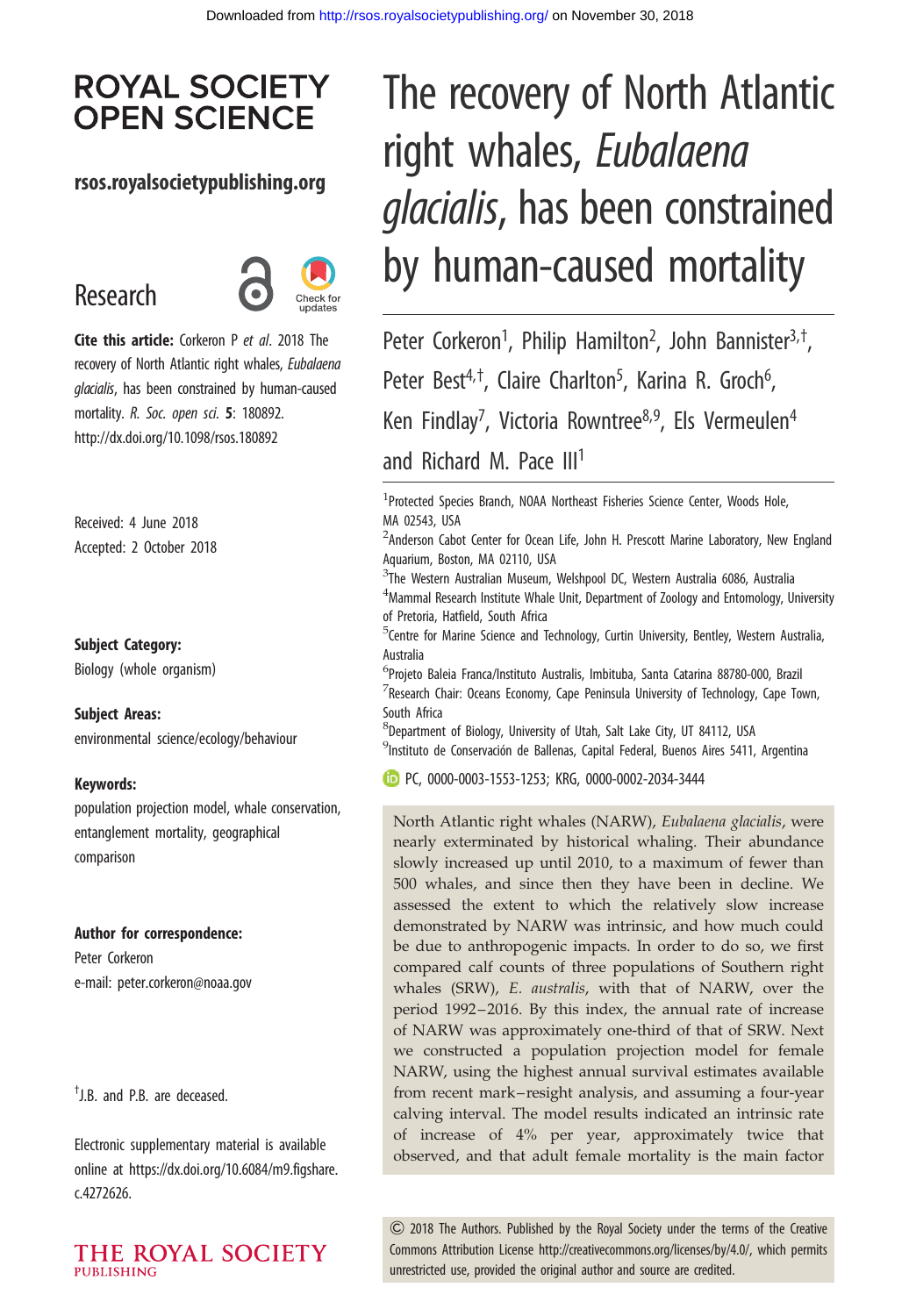# The recovery of North Atlantic right whales, *Eubalaena glacialis*, has been constrained by human-caused mortality

Peter Corkeron[1], Philip Hamilton[2], John Bannister[3,†], Peter Best[4,†], Claire Charlton[5], Karina R. Groch[6], Ken Findlay[7], Victoria Rowntree[8,9], Els Vermeulen[4] and Richard M. Pace III[1]

[1]Protected Species Branch, NOAA Northeast Fisheries Science Center, Woods Hole, MA 02543, USA

[2]Anderson Cabot Center for Ocean Life, John H. Prescott Marine Laboratory, New England Aquarium, Boston, MA 02110, USA

[3]The Western Australian Museum, Welshpool DC, Western Australia 6086, Australia

[4]Mammal Research Institute Whale Unit, Department of Zoology and Entomology, University of Pretoria, Hatfield, South Africa

[5]Centre for Marine Science and Technology, Curtin University, Bentley, Western Australia, Australia

[6]Projeto Baleia Franca/Instituto Australis, Imbituba, Santa Catarina 88780-000, Brazil

[7]Research Chair: Oceans Economy, Cape Peninsula University of Technology, Cape Town, South Africa

[8]Department of Biology, University of Utah, Salt Lake City, UT 84112, USA

[9]Instituto de Conservación de Ballenas, Capital Federal, Buenos Aires 5411, Argentina

PC, 0000-0003-1553-1253; KRG, 0000-0002-2034-3444

**Research**

**Cite this article:** Corkeron P *et al*. 2018 The recovery of North Atlantic right whales, *Eubalaena glacialis*, has been constrained by human-caused mortality. *R. Soc. open sci.* **5**: 180892. http://dx.doi.org/10.1098/rsos.180892

Received: 4 June 2018
Accepted: 2 October 2018

**Subject Category:**
Biology (whole organism)

**Subject Areas:**
environmental science/ecology/behaviour

**Keywords:**
population projection model, whale conservation, entanglement mortality, geographical comparison

**Author for correspondence:**
Peter Corkeron
e-mail: peter.corkeron@noaa.gov

†J.B. and P.B. are deceased.

Electronic supplementary material is available online at https://dx.doi.org/10.6084/m9.figshare.c.4272626.

North Atlantic right whales (NARW), *Eubalaena glacialis*, were nearly exterminated by historical whaling. Their abundance slowly increased up until 2010, to a maximum of fewer than 500 whales, and since then they have been in decline. We assessed the extent to which the relatively slow increase demonstrated by NARW was intrinsic, and how much could be due to anthropogenic impacts. In order to do so, we first compared calf counts of three populations of Southern right whales (SRW), *E. australis*, with that of NARW, over the period 1992–2016. By this index, the annual rate of increase of NARW was approximately one-third of that of SRW. Next we constructed a population projection model for female NARW, using the highest annual survival estimates available from recent mark–resight analysis, and assuming a four-year calving interval. The model results indicated an intrinsic rate of increase of 4% per year, approximately twice that observed, and that adult female mortality is the main factor

© 2018 The Authors. Published by the Royal Society under the terms of the Creative Commons Attribution License http://creativecommons.org/licenses/by/4.0/, which permits unrestricted use, provided the original author and source are credited.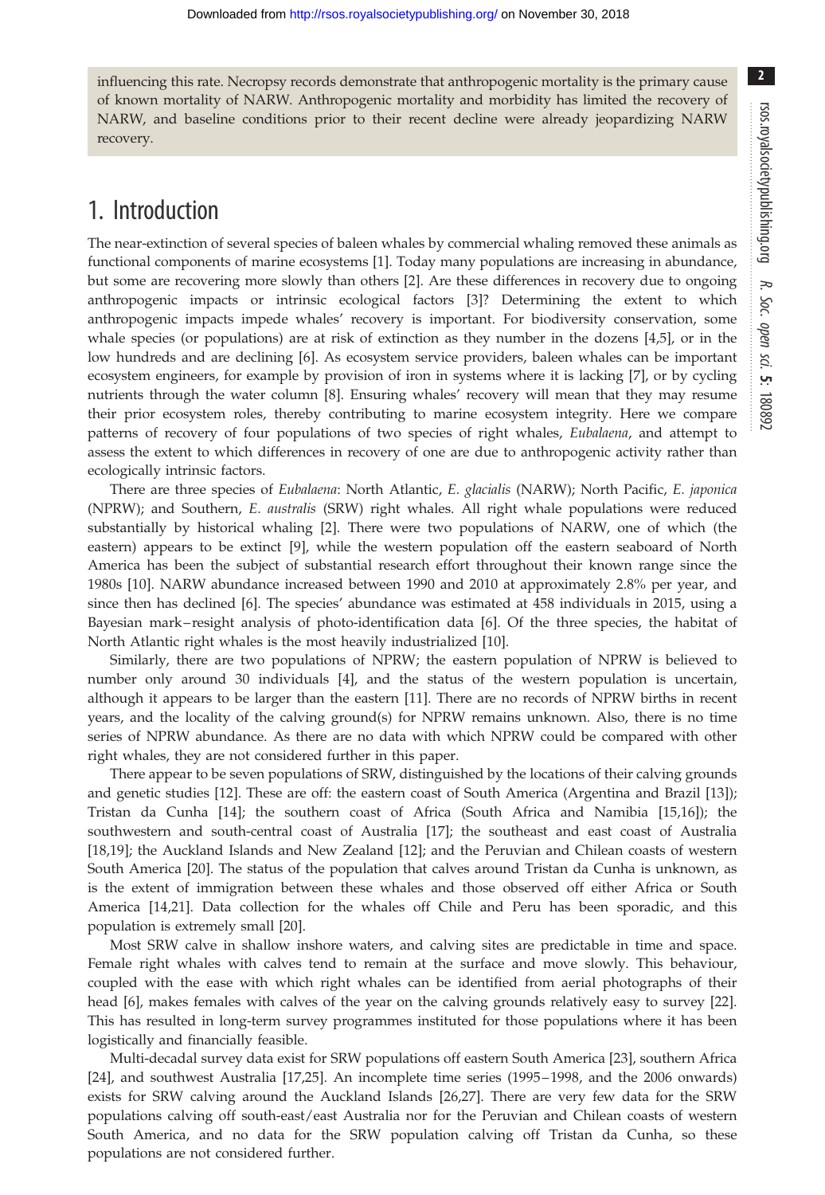influencing this rate. Necropsy records demonstrate that anthropogenic mortality is the primary cause of known mortality of NARW. Anthropogenic mortality and morbidity has limited the recovery of NARW, and baseline conditions prior to their recent decline were already jeopardizing NARW recovery.

## 1. Introduction

The near-extinction of several species of baleen whales by commercial whaling removed these animals as functional components of marine ecosystems [1]. Today many populations are increasing in abundance, but some are recovering more slowly than others [2]. Are these differences in recovery due to ongoing anthropogenic impacts or intrinsic ecological factors [3]? Determining the extent to which anthropogenic impacts impede whales' recovery is important. For biodiversity conservation, some whale species (or populations) are at risk of extinction as they number in the dozens [4,5], or in the low hundreds and are declining [6]. As ecosystem service providers, baleen whales can be important ecosystem engineers, for example by provision of iron in systems where it is lacking [7], or by cycling nutrients through the water column [8]. Ensuring whales' recovery will mean that they may resume their prior ecosystem roles, thereby contributing to marine ecosystem integrity. Here we compare patterns of recovery of four populations of two species of right whales, *Eubalaena*, and attempt to assess the extent to which differences in recovery of one are due to anthropogenic activity rather than ecologically intrinsic factors.

There are three species of *Eubalaena*: North Atlantic, *E. glacialis* (NARW); North Pacific, *E. japonica* (NPRW); and Southern, *E. australis* (SRW) right whales. All right whale populations were reduced substantially by historical whaling [2]. There were two populations of NARW, one of which (the eastern) appears to be extinct [9], while the western population off the eastern seaboard of North America has been the subject of substantial research effort throughout their known range since the 1980s [10]. NARW abundance increased between 1990 and 2010 at approximately 2.8% per year, and since then has declined [6]. The species' abundance was estimated at 458 individuals in 2015, using a Bayesian mark–resight analysis of photo-identification data [6]. Of the three species, the habitat of North Atlantic right whales is the most heavily industrialized [10].

Similarly, there are two populations of NPRW; the eastern population of NPRW is believed to number only around 30 individuals [4], and the status of the western population is uncertain, although it appears to be larger than the eastern [11]. There are no records of NPRW births in recent years, and the locality of the calving ground(s) for NPRW remains unknown. Also, there is no time series of NPRW abundance. As there are no data with which NPRW could be compared with other right whales, they are not considered further in this paper.

There appear to be seven populations of SRW, distinguished by the locations of their calving grounds and genetic studies [12]. These are off: the eastern coast of South America (Argentina and Brazil [13]); Tristan da Cunha [14]; the southern coast of Africa (South Africa and Namibia [15,16]); the southwestern and south-central coast of Australia [17]; the southeast and east coast of Australia [18,19]; the Auckland Islands and New Zealand [12]; and the Peruvian and Chilean coasts of western South America [20]. The status of the population that calves around Tristan da Cunha is unknown, as is the extent of immigration between these whales and those observed off either Africa or South America [14,21]. Data collection for the whales off Chile and Peru has been sporadic, and this population is extremely small [20].

Most SRW calve in shallow inshore waters, and calving sites are predictable in time and space. Female right whales with calves tend to remain at the surface and move slowly. This behaviour, coupled with the ease with which right whales can be identified from aerial photographs of their head [6], makes females with calves of the year on the calving grounds relatively easy to survey [22]. This has resulted in long-term survey programmes instituted for those populations where it has been logistically and financially feasible.

Multi-decadal survey data exist for SRW populations off eastern South America [23], southern Africa [24], and southwest Australia [17,25]. An incomplete time series (1995–1998, and the 2006 onwards) exists for SRW calving around the Auckland Islands [26,27]. There are very few data for the SRW populations calving off south-east/east Australia nor for the Peruvian and Chilean coasts of western South America, and no data for the SRW population calving off Tristan da Cunha, so these populations are not considered further.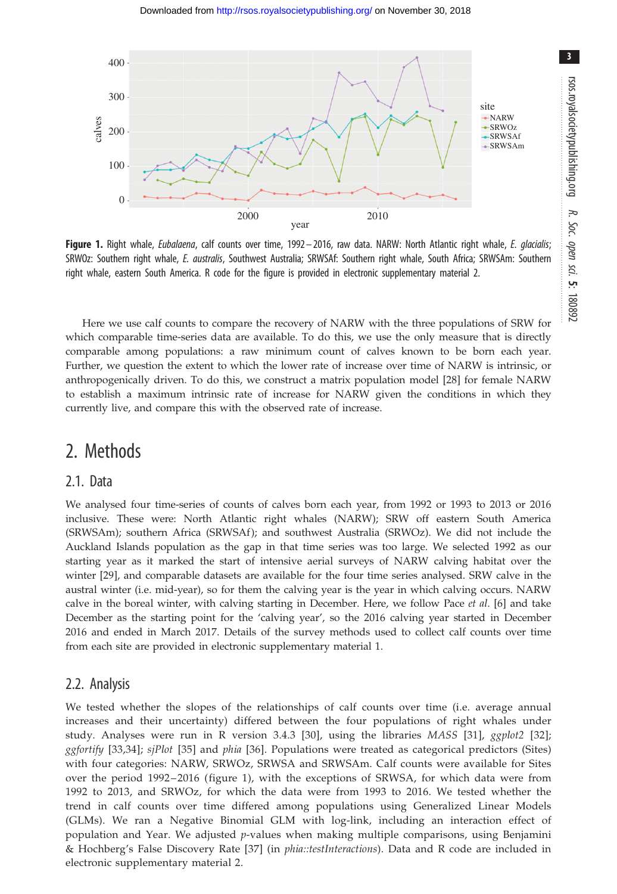**Figure 1.** Right whale, *Eubalaena*, calf counts over time, 1992–2016, raw data. NARW: North Atlantic right whale, *E. glacialis*; SRWOz: Southern right whale, *E. australis*, Southwest Australia; SRWSAf: Southern right whale, South Africa; SRWSAm: Southern right whale, eastern South America. R code for the figure is provided in electronic supplementary material 2.

Here we use calf counts to compare the recovery of NARW with the three populations of SRW for which comparable time-series data are available. To do this, we use the only measure that is directly comparable among populations: a raw minimum count of calves known to be born each year. Further, we question the extent to which the lower rate of increase over time of NARW is intrinsic, or anthropogenically driven. To do this, we construct a matrix population model [28] for female NARW to establish a maximum intrinsic rate of increase for NARW given the conditions in which they currently live, and compare this with the observed rate of increase.

## 2. Methods

### 2.1. Data

We analysed four time-series of counts of calves born each year, from 1992 or 1993 to 2013 or 2016 inclusive. These were: North Atlantic right whales (NARW); SRW off eastern South America (SRWSAm); southern Africa (SRWSAf); and southwest Australia (SRWOz). We did not include the Auckland Islands population as the gap in that time series was too large. We selected 1992 as our starting year as it marked the start of intensive aerial surveys of NARW calving habitat over the winter [29], and comparable datasets are available for the four time series analysed. SRW calve in the austral winter (i.e. mid-year), so for them the calving year is the year in which calving occurs. NARW calve in the boreal winter, with calving starting in December. Here, we follow Pace *et al.* [6] and take December as the starting point for the 'calving year', so the 2016 calving year started in December 2016 and ended in March 2017. Details of the survey methods used to collect calf counts over time from each site are provided in electronic supplementary material 1.

### 2.2. Analysis

We tested whether the slopes of the relationships of calf counts over time (i.e. average annual increases and their uncertainty) differed between the four populations of right whales under study. Analyses were run in R version 3.4.3 [30], using the libraries *MASS* [31], *ggplot2* [32]; *ggfortify* [33,34]; *sjPlot* [35] and *phia* [36]. Populations were treated as categorical predictors (Sites) with four categories: NARW, SRWOz, SRWSA and SRWSAm. Calf counts were available for Sites over the period 1992–2016 (figure 1), with the exceptions of SRWSA, for which data were from 1992 to 2013, and SRWOz, for which the data were from 1993 to 2016. We tested whether the trend in calf counts over time differed among populations using Generalized Linear Models (GLMs). We ran a Negative Binomial GLM with log-link, including an interaction effect of population and Year. We adjusted *p*-values when making multiple comparisons, using Benjamini & Hochberg's False Discovery Rate [37] (in *phia::testInteractions*). Data and R code are included in electronic supplementary material 2.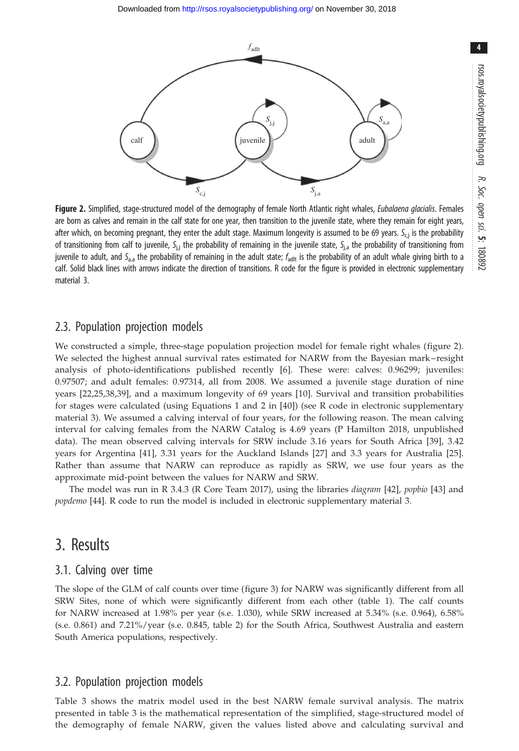**Figure 2.** Simplified, stage-structured model of the demography of female North Atlantic right whales, *Eubalaena glacialis*. Females are born as calves and remain in the calf state for one year, then transition to the juvenile state, where they remain for eight years, after which, on becoming pregnant, they enter the adult stage. Maximum longevity is assumed to be 69 years. $S_{c,j}$ is the probability of transitioning from calf to juvenile, $S_{j,j}$ the probability of remaining in the juvenile state, $S_{j,a}$ the probability of transitioning from juvenile to adult, and $S_{a,a}$ the probability of remaining in the adult state; $f_{adlt}$ is the probability of an adult whale giving birth to a calf. Solid black lines with arrows indicate the direction of transitions. R code for the figure is provided in electronic supplementary material 3.

### 2.3. Population projection models

We constructed a simple, three-stage population projection model for female right whales (figure 2). We selected the highest annual survival rates estimated for NARW from the Bayesian mark–resight analysis of photo-identifications published recently [6]. These were: calves: 0.96299; juveniles: 0.97507; and adult females: 0.97314, all from 2008. We assumed a juvenile stage duration of nine years [22,25,38,39], and a maximum longevity of 69 years [10]. Survival and transition probabilities for stages were calculated (using Equations 1 and 2 in [40]) (see R code in electronic supplementary material 3). We assumed a calving interval of four years, for the following reason. The mean calving interval for calving females from the NARW Catalog is 4.69 years (P Hamilton 2018, unpublished data). The mean observed calving intervals for SRW include 3.16 years for South Africa [39], 3.42 years for Argentina [41], 3.31 years for the Auckland Islands [27] and 3.3 years for Australia [25]. Rather than assume that NARW can reproduce as rapidly as SRW, we use four years as the approximate mid-point between the values for NARW and SRW.

The model was run in R 3.4.3 (R Core Team 2017), using the libraries *diagram* [42], *popbio* [43] and *popdemo* [44]. R code to run the model is included in electronic supplementary material 3.

## 3. Results

### 3.1. Calving over time

The slope of the GLM of calf counts over time (figure 3) for NARW was significantly different from all SRW Sites, none of which were significantly different from each other (table 1). The calf counts for NARW increased at 1.98% per year (s.e. 1.030), while SRW increased at 5.34% (s.e. 0.964), 6.58% (s.e. 0.861) and 7.21%/year (s.e. 0.845, table 2) for the South Africa, Southwest Australia and eastern South America populations, respectively.

### 3.2. Population projection models

Table 3 shows the matrix model used in the best NARW female survival analysis. The matrix presented in table 3 is the mathematical representation of the simplified, stage-structured model of the demography of female NARW, given the values listed above and calculating survival and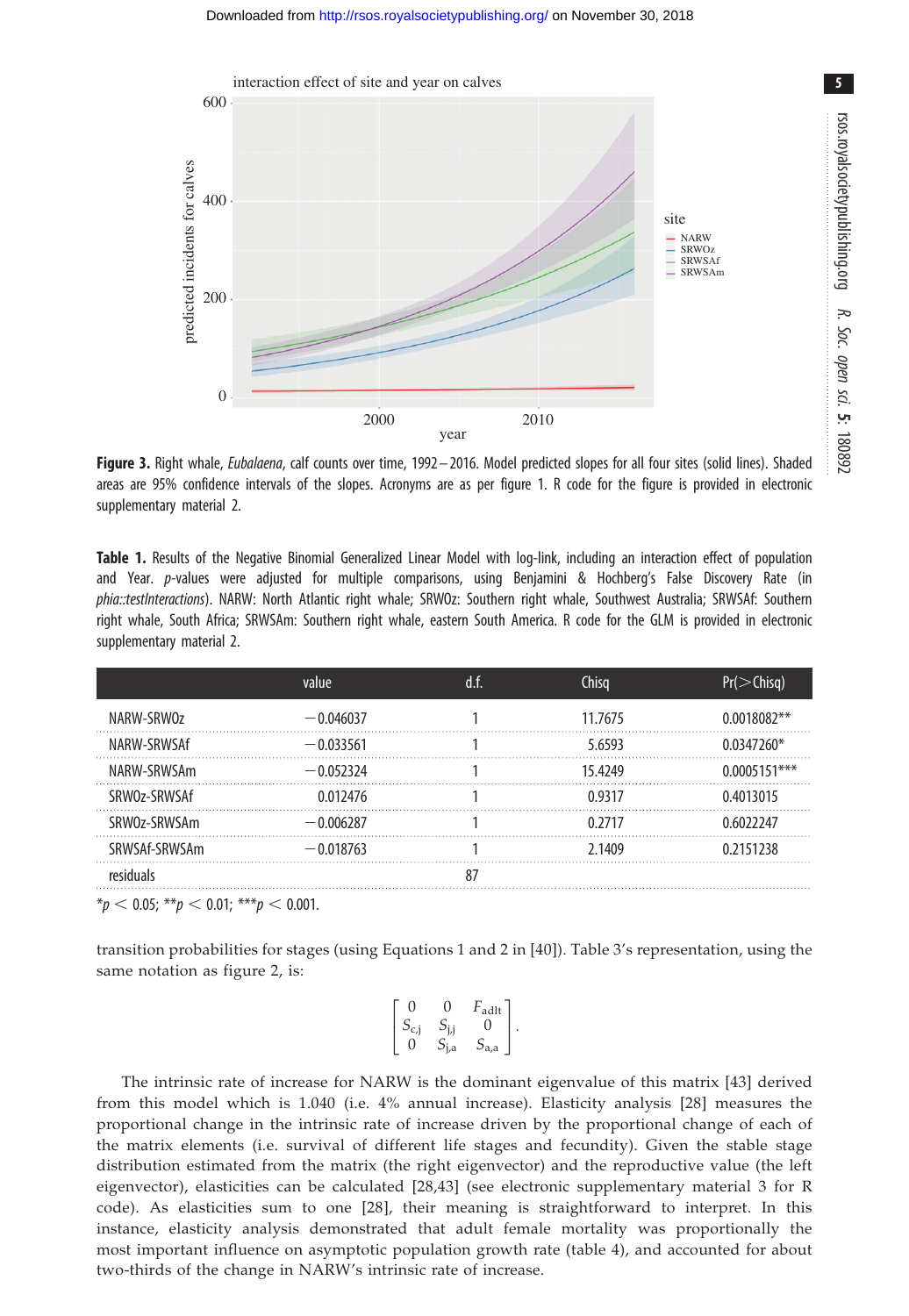**Figure 3.** Right whale, *Eubalaena*, calf counts over time, 1992–2016. Model predicted slopes for all four sites (solid lines). Shaded areas are 95% confidence intervals of the slopes. Acronyms are as per figure 1. R code for the figure is provided in electronic supplementary material 2.

**Table 1.** Results of the Negative Binomial Generalized Linear Model with log-link, including an interaction effect of population and Year. *p*-values were adjusted for multiple comparisons, using Benjamini & Hochberg's False Discovery Rate (in *phia::testInteractions*). NARW: North Atlantic right whale; SRWOz: Southern right whale, Southwest Australia; SRWSAf: Southern right whale, South Africa; SRWSAm: Southern right whale, eastern South America. R code for the GLM is provided in electronic supplementary material 2.

| | value | d.f. | Chisq | Pr(>Chisq) |
|---|---|---|---|---|
| NARW-SRWOz | −0.046037 | 1 | 11.7675 | 0.0018082** |
| NARW-SRWSAf | −0.033561 | 1 | 5.6593 | 0.0347260* |
| NARW-SRWSAm | −0.052324 | 1 | 15.4249 | 0.0005151*** |
| SRWOz-SRWSAf | 0.012476 | 1 | 0.9317 | 0.4013015 |
| SRWOz-SRWSAm | −0.006287 | 1 | 0.2717 | 0.6022247 |
| SRWSAf-SRWSAm | −0.018763 | 1 | 2.1409 | 0.2151238 |
| residuals | | 87 | | |

*$p < 0.05$; **$p < 0.01$; ***$p < 0.001$.

transition probabilities for stages (using Equations 1 and 2 in [40]). Table 3's representation, using the same notation as figure 2, is:

$$\begin{bmatrix} 0 & 0 & F_{\text{adlt}} \\ S_{\text{c,j}} & S_{\text{j,j}} & 0 \\ 0 & S_{\text{j,a}} & S_{\text{a,a}} \end{bmatrix}.$$

The intrinsic rate of increase for NARW is the dominant eigenvalue of this matrix [43] derived from this model which is 1.040 (i.e. 4% annual increase). Elasticity analysis [28] measures the proportional change in the intrinsic rate of increase driven by the proportional change of each of the matrix elements (i.e. survival of different life stages and fecundity). Given the stable stage distribution estimated from the matrix (the right eigenvector) and the reproductive value (the left eigenvector), elasticities can be calculated [28,43] (see electronic supplementary material 3 for R code). As elasticities sum to one [28], their meaning is straightforward to interpret. In this instance, elasticity analysis demonstrated that adult female mortality was proportionally the most important influence on asymptotic population growth rate (table 4), and accounted for about two-thirds of the change in NARW's intrinsic rate of increase.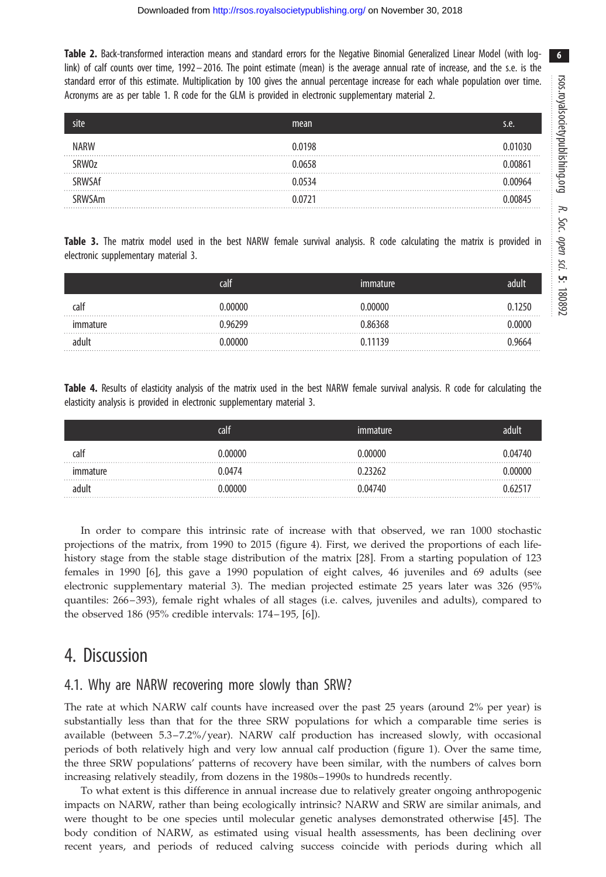**Table 2.** Back-transformed interaction means and standard errors for the Negative Binomial Generalized Linear Model (with log-link) of calf counts over time, 1992–2016. The point estimate (mean) is the average annual rate of increase, and the s.e. is the standard error of this estimate. Multiplication by 100 gives the annual percentage increase for each whale population over time. Acronyms are as per table 1. R code for the GLM is provided in electronic supplementary material 2.

| site | mean | s.e. |
|---|---|---|
| NARW | 0.0198 | 0.01030 |
| SRWOz | 0.0658 | 0.00861 |
| SRWSAf | 0.0534 | 0.00964 |
| SRWSAm | 0.0721 | 0.00845 |

**Table 3.** The matrix model used in the best NARW female survival analysis. R code calculating the matrix is provided in electronic supplementary material 3.

| | calf | immature | adult |
|---|---|---|---|
| calf | 0.00000 | 0.00000 | 0.1250 |
| immature | 0.96299 | 0.86368 | 0.0000 |
| adult | 0.00000 | 0.11139 | 0.9664 |

**Table 4.** Results of elasticity analysis of the matrix used in the best NARW female survival analysis. R code for calculating the elasticity analysis is provided in electronic supplementary material 3.

| | calf | immature | adult |
|---|---|---|---|
| calf | 0.00000 | 0.00000 | 0.04740 |
| immature | 0.0474 | 0.23262 | 0.00000 |
| adult | 0.00000 | 0.04740 | 0.62517 |

In order to compare this intrinsic rate of increase with that observed, we ran 1000 stochastic projections of the matrix, from 1990 to 2015 (figure 4). First, we derived the proportions of each life-history stage from the stable stage distribution of the matrix [28]. From a starting population of 123 females in 1990 [6], this gave a 1990 population of eight calves, 46 juveniles and 69 adults (see electronic supplementary material 3). The median projected estimate 25 years later was 326 (95% quantiles: 266–393), female right whales of all stages (i.e. calves, juveniles and adults), compared to the observed 186 (95% credible intervals: 174–195, [6]).

# 4. Discussion

## 4.1. Why are NARW recovering more slowly than SRW?

The rate at which NARW calf counts have increased over the past 25 years (around 2% per year) is substantially less than that for the three SRW populations for which a comparable time series is available (between 5.3–7.2%/year). NARW calf production has increased slowly, with occasional periods of both relatively high and very low annual calf production (figure 1). Over the same time, the three SRW populations' patterns of recovery have been similar, with the numbers of calves born increasing relatively steadily, from dozens in the 1980s–1990s to hundreds recently.

To what extent is this difference in annual increase due to relatively greater ongoing anthropogenic impacts on NARW, rather than being ecologically intrinsic? NARW and SRW are similar animals, and were thought to be one species until molecular genetic analyses demonstrated otherwise [45]. The body condition of NARW, as estimated using visual health assessments, has been declining over recent years, and periods of reduced calving success coincide with periods during which all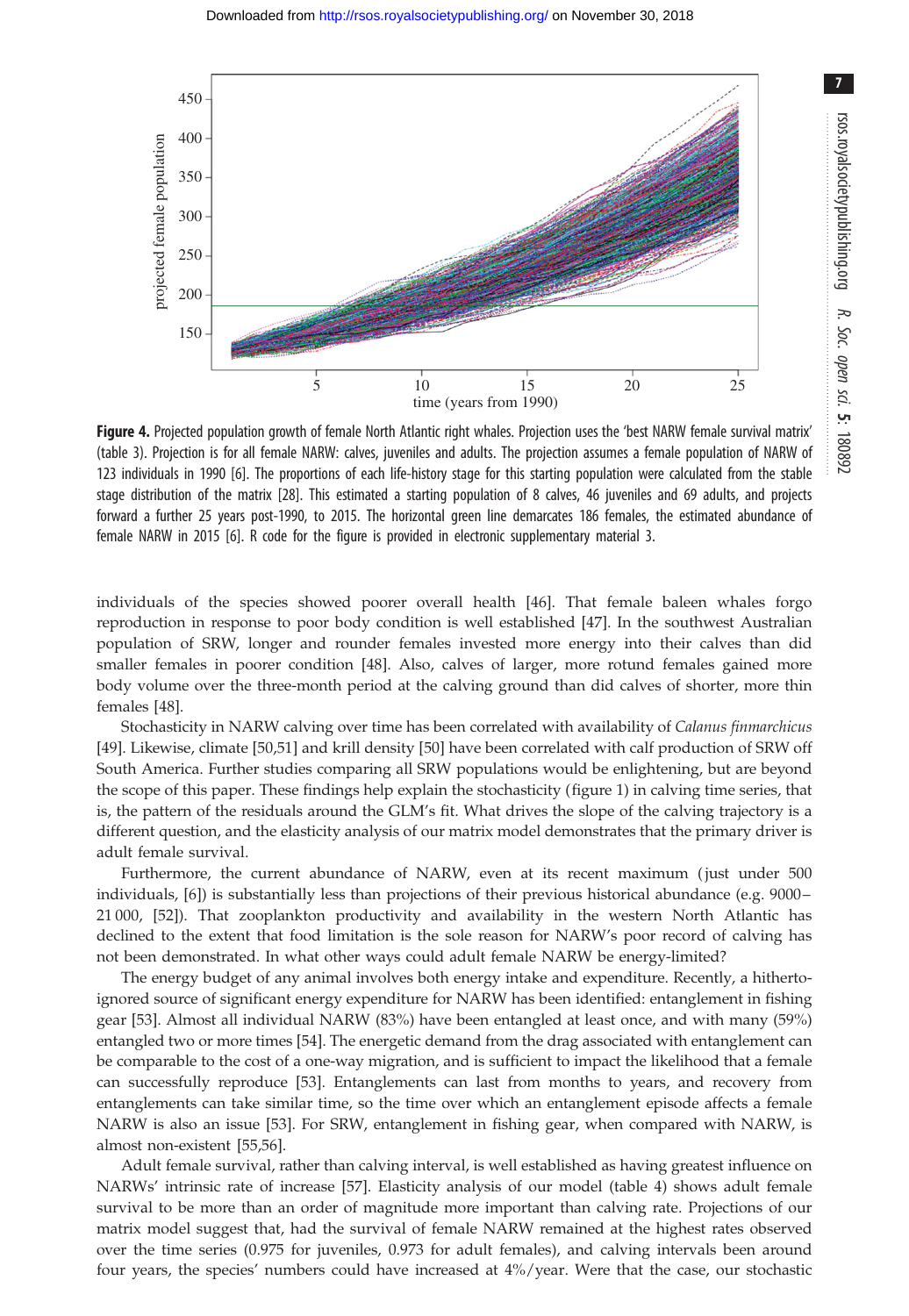**Figure 4.** Projected population growth of female North Atlantic right whales. Projection uses the 'best NARW female survival matrix' (table 3). Projection is for all female NARW: calves, juveniles and adults. The projection assumes a female population of NARW of 123 individuals in 1990 [6]. The proportions of each life-history stage for this starting population were calculated from the stable stage distribution of the matrix [28]. This estimated a starting population of 8 calves, 46 juveniles and 69 adults, and projects forward a further 25 years post-1990, to 2015. The horizontal green line demarcates 186 females, the estimated abundance of female NARW in 2015 [6]. R code for the figure is provided in electronic supplementary material 3.

individuals of the species showed poorer overall health [46]. That female baleen whales forgo reproduction in response to poor body condition is well established [47]. In the southwest Australian population of SRW, longer and rounder females invested more energy into their calves than did smaller females in poorer condition [48]. Also, calves of larger, more rotund females gained more body volume over the three-month period at the calving ground than did calves of shorter, more thin females [48].

Stochasticity in NARW calving over time has been correlated with availability of *Calanus finmarchicus* [49]. Likewise, climate [50,51] and krill density [50] have been correlated with calf production of SRW off South America. Further studies comparing all SRW populations would be enlightening, but are beyond the scope of this paper. These findings help explain the stochasticity (figure 1) in calving time series, that is, the pattern of the residuals around the GLM's fit. What drives the slope of the calving trajectory is a different question, and the elasticity analysis of our matrix model demonstrates that the primary driver is adult female survival.

Furthermore, the current abundance of NARW, even at its recent maximum (just under 500 individuals, [6]) is substantially less than projections of their previous historical abundance (e.g. 9000–21 000, [52]). That zooplankton productivity and availability in the western North Atlantic has declined to the extent that food limitation is the sole reason for NARW's poor record of calving has not been demonstrated. In what other ways could adult female NARW be energy-limited?

The energy budget of any animal involves both energy intake and expenditure. Recently, a hitherto-ignored source of significant energy expenditure for NARW has been identified: entanglement in fishing gear [53]. Almost all individual NARW (83%) have been entangled at least once, and with many (59%) entangled two or more times [54]. The energetic demand from the drag associated with entanglement can be comparable to the cost of a one-way migration, and is sufficient to impact the likelihood that a female can successfully reproduce [53]. Entanglements can last from months to years, and recovery from entanglements can take similar time, so the time over which an entanglement episode affects a female NARW is also an issue [53]. For SRW, entanglement in fishing gear, when compared with NARW, is almost non-existent [55,56].

Adult female survival, rather than calving interval, is well established as having greatest influence on NARWs' intrinsic rate of increase [57]. Elasticity analysis of our model (table 4) shows adult female survival to be more than an order of magnitude more important than calving rate. Projections of our matrix model suggest that, had the survival of female NARW remained at the highest rates observed over the time series (0.975 for juveniles, 0.973 for adult females), and calving intervals been around four years, the species' numbers could have increased at 4%/year. Were that the case, our stochastic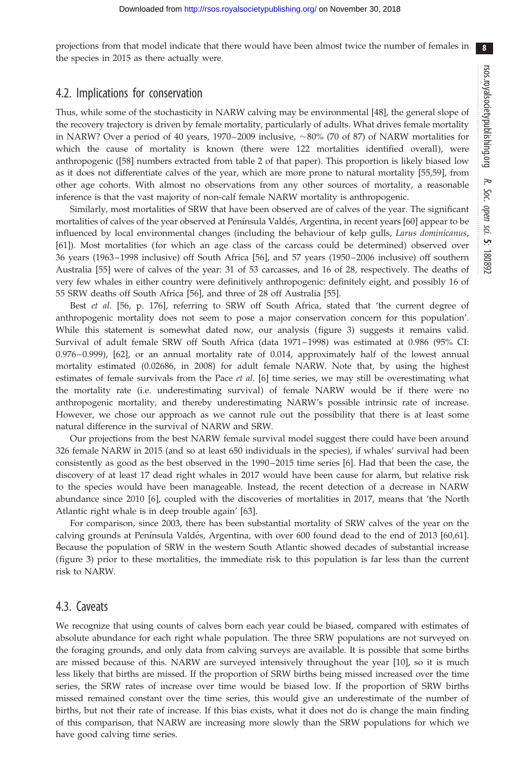projections from that model indicate that there would have been almost twice the number of females in the species in 2015 as there actually were.

## 4.2. Implications for conservation

Thus, while some of the stochasticity in NARW calving may be environmental [48], the general slope of the recovery trajectory is driven by female mortality, particularly of adults. What drives female mortality in NARW? Over a period of 40 years, 1970–2009 inclusive, ∼80% (70 of 87) of NARW mortalities for which the cause of mortality is known (there were 122 mortalities identified overall), were anthropogenic ([58] numbers extracted from table 2 of that paper). This proportion is likely biased low as it does not differentiate calves of the year, which are more prone to natural mortality [55,59], from other age cohorts. With almost no observations from any other sources of mortality, a reasonable inference is that the vast majority of non-calf female NARW mortality is anthropogenic.

Similarly, most mortalities of SRW that have been observed are of calves of the year. The significant mortalities of calves of the year observed at Península Valdés, Argentina, in recent years [60] appear to be influenced by local environmental changes (including the behaviour of kelp gulls, *Larus dominicanus*, [61]). Most mortalities (for which an age class of the carcass could be determined) observed over 36 years (1963–1998 inclusive) off South Africa [56], and 57 years (1950–2006 inclusive) off southern Australia [55] were of calves of the year: 31 of 53 carcasses, and 16 of 28, respectively. The deaths of very few whales in either country were definitively anthropogenic: definitely eight, and possibly 16 of 55 SRW deaths off South Africa [56], and three of 28 off Australia [55].

Best *et al.* [56, p. 176], referring to SRW off South Africa, stated that 'the current degree of anthropogenic mortality does not seem to pose a major conservation concern for this population'. While this statement is somewhat dated now, our analysis (figure 3) suggests it remains valid. Survival of adult female SRW off South Africa (data 1971–1998) was estimated at 0.986 (95% CI: 0.976–0.999), [62], or an annual mortality rate of 0.014, approximately half of the lowest annual mortality estimated (0.02686, in 2008) for adult female NARW. Note that, by using the highest estimates of female survivals from the Pace *et al.* [6] time series, we may still be overestimating what the mortality rate (i.e. underestimating survival) of female NARW would be if there were no anthropogenic mortality, and thereby underestimating NARW's possible intrinsic rate of increase. However, we chose our approach as we cannot rule out the possibility that there is at least some natural difference in the survival of NARW and SRW.

Our projections from the best NARW female survival model suggest there could have been around 326 female NARW in 2015 (and so at least 650 individuals in the species), if whales' survival had been consistently as good as the best observed in the 1990–2015 time series [6]. Had that been the case, the discovery of at least 17 dead right whales in 2017 would have been cause for alarm, but relative risk to the species would have been manageable. Instead, the recent detection of a decrease in NARW abundance since 2010 [6], coupled with the discoveries of mortalities in 2017, means that 'the North Atlantic right whale is in deep trouble again' [63].

For comparison, since 2003, there has been substantial mortality of SRW calves of the year on the calving grounds at Península Valdés, Argentina, with over 600 found dead to the end of 2013 [60,61]. Because the population of SRW in the western South Atlantic showed decades of substantial increase (figure 3) prior to these mortalities, the immediate risk to this population is far less than the current risk to NARW.

## 4.3. Caveats

We recognize that using counts of calves born each year could be biased, compared with estimates of absolute abundance for each right whale population. The three SRW populations are not surveyed on the foraging grounds, and only data from calving surveys are available. It is possible that some births are missed because of this. NARW are surveyed intensively throughout the year [10], so it is much less likely that births are missed. If the proportion of SRW births being missed increased over the time series, the SRW rates of increase over time would be biased low. If the proportion of SRW births missed remained constant over the time series, this would give an underestimate of the number of births, but not their rate of increase. If this bias exists, what it does not do is change the main finding of this comparison, that NARW are increasing more slowly than the SRW populations for which we have good calving time series.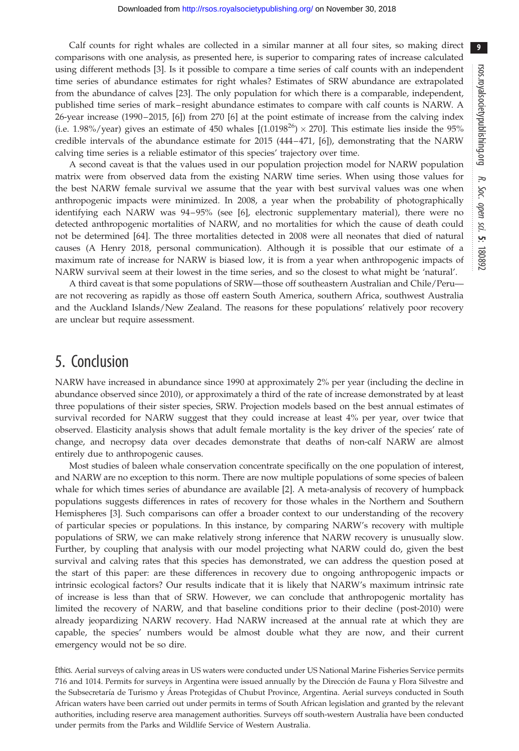Calf counts for right whales are collected in a similar manner at all four sites, so making direct comparisons with one analysis, as presented here, is superior to comparing rates of increase calculated using different methods [3]. Is it possible to compare a time series of calf counts with an independent time series of abundance estimates for right whales? Estimates of SRW abundance are extrapolated from the abundance of calves [23]. The only population for which there is a comparable, independent, published time series of mark–resight abundance estimates to compare with calf counts is NARW. A 26-year increase (1990–2015, [6]) from 270 [6] at the point estimate of increase from the calving index (i.e. 1.98%/year) gives an estimate of 450 whales [$(1.0198^{26}) \times 270$]. This estimate lies inside the 95% credible intervals of the abundance estimate for 2015 (444–471, [6]), demonstrating that the NARW calving time series is a reliable estimator of this species' trajectory over time.

A second caveat is that the values used in our population projection model for NARW population matrix were from observed data from the existing NARW time series. When using those values for the best NARW female survival we assume that the year with best survival values was one when anthropogenic impacts were minimized. In 2008, a year when the probability of photographically identifying each NARW was 94–95% (see [6], electronic supplementary material), there were no detected anthropogenic mortalities of NARW, and no mortalities for which the cause of death could not be determined [64]. The three mortalities detected in 2008 were all neonates that died of natural causes (A Henry 2018, personal communication). Although it is possible that our estimate of a maximum rate of increase for NARW is biased low, it is from a year when anthropogenic impacts of NARW survival seem at their lowest in the time series, and so the closest to what might be 'natural'.

A third caveat is that some populations of SRW—those off southeastern Australian and Chile/Peru—are not recovering as rapidly as those off eastern South America, southern Africa, southwest Australia and the Auckland Islands/New Zealand. The reasons for these populations' relatively poor recovery are unclear but require assessment.

## 5. Conclusion

NARW have increased in abundance since 1990 at approximately 2% per year (including the decline in abundance observed since 2010), or approximately a third of the rate of increase demonstrated by at least three populations of their sister species, SRW. Projection models based on the best annual estimates of survival recorded for NARW suggest that they could increase at least 4% per year, over twice that observed. Elasticity analysis shows that adult female mortality is the key driver of the species' rate of change, and necropsy data over decades demonstrate that deaths of non-calf NARW are almost entirely due to anthropogenic causes.

Most studies of baleen whale conservation concentrate specifically on the one population of interest, and NARW are no exception to this norm. There are now multiple populations of some species of baleen whale for which times series of abundance are available [2]. A meta-analysis of recovery of humpback populations suggests differences in rates of recovery for those whales in the Northern and Southern Hemispheres [3]. Such comparisons can offer a broader context to our understanding of the recovery of particular species or populations. In this instance, by comparing NARW's recovery with multiple populations of SRW, we can make relatively strong inference that NARW recovery is unusually slow. Further, by coupling that analysis with our model projecting what NARW could do, given the best survival and calving rates that this species has demonstrated, we can address the question posed at the start of this paper: are these differences in recovery due to ongoing anthropogenic impacts or intrinsic ecological factors? Our results indicate that it is likely that NARW's maximum intrinsic rate of increase is less than that of SRW. However, we can conclude that anthropogenic mortality has limited the recovery of NARW, and that baseline conditions prior to their decline (post-2010) were already jeopardizing NARW recovery. Had NARW increased at the annual rate at which they are capable, the species' numbers would be almost double what they are now, and their current emergency would not be so dire.

Ethics. Aerial surveys of calving areas in US waters were conducted under US National Marine Fisheries Service permits 716 and 1014. Permits for surveys in Argentina were issued annually by the Dirección de Fauna y Flora Silvestre and the Subsecretaría de Turismo y Áreas Protegidas of Chubut Province, Argentina. Aerial surveys conducted in South African waters have been carried out under permits in terms of South African legislation and granted by the relevant authorities, including reserve area management authorities. Surveys off south-western Australia have been conducted under permits from the Parks and Wildlife Service of Western Australia.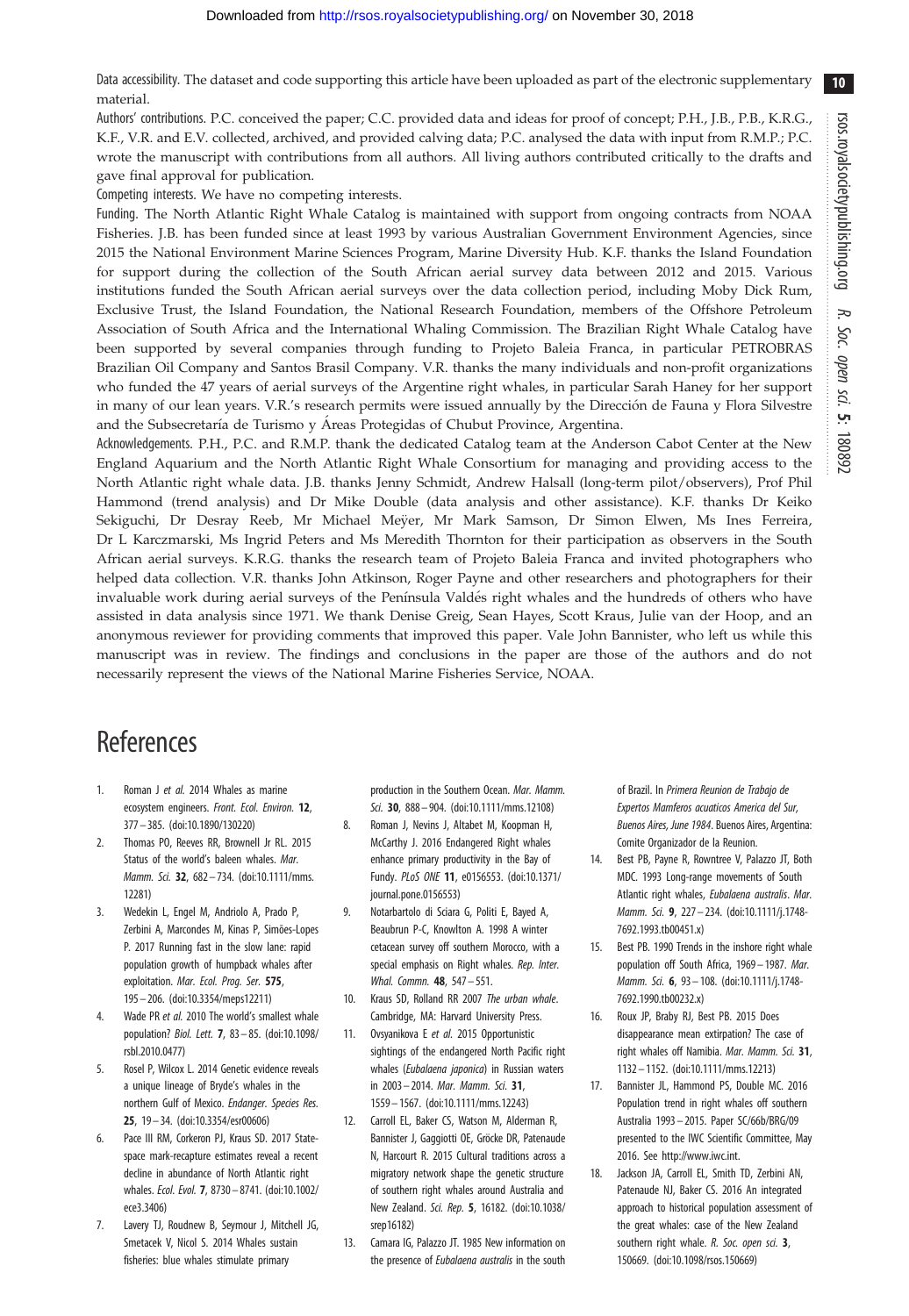Data accessibility. The dataset and code supporting this article have been uploaded as part of the electronic supplementary material.

Authors' contributions. P.C. conceived the paper; C.C. provided data and ideas for proof of concept; P.H., J.B., P.B., K.R.G., K.F., V.R. and E.V. collected, archived, and provided calving data; P.C. analysed the data with input from R.M.P.; P.C. wrote the manuscript with contributions from all authors. All living authors contributed critically to the drafts and gave final approval for publication.

Competing interests. We have no competing interests.

Funding. The North Atlantic Right Whale Catalog is maintained with support from ongoing contracts from NOAA Fisheries. J.B. has been funded since at least 1993 by various Australian Government Environment Agencies, since 2015 the National Environment Marine Sciences Program, Marine Diversity Hub. K.F. thanks the Island Foundation for support during the collection of the South African aerial survey data between 2012 and 2015. Various institutions funded the South African aerial surveys over the data collection period, including Moby Dick Rum, Exclusive Trust, the Island Foundation, the National Research Foundation, members of the Offshore Petroleum Association of South Africa and the International Whaling Commission. The Brazilian Right Whale Catalog have been supported by several companies through funding to Projeto Baleia Franca, in particular PETROBRAS Brazilian Oil Company and Santos Brasil Company. V.R. thanks the many individuals and non-profit organizations who funded the 47 years of aerial surveys of the Argentine right whales, in particular Sarah Haney for her support in many of our lean years. V.R.'s research permits were issued annually by the Dirección de Fauna y Flora Silvestre and the Subsecretaría de Turismo y Áreas Protegidas of Chubut Province, Argentina.

Acknowledgements. P.H., P.C. and R.M.P. thank the dedicated Catalog team at the Anderson Cabot Center at the New England Aquarium and the North Atlantic Right Whale Consortium for managing and providing access to the North Atlantic right whale data. J.B. thanks Jenny Schmidt, Andrew Halsall (long-term pilot/observers), Prof Phil Hammond (trend analysis) and Dr Mike Double (data analysis and other assistance). K.F. thanks Dr Keiko Sekiguchi, Dr Desray Reeb, Mr Michael Meÿer, Mr Mark Samson, Dr Simon Elwen, Ms Ines Ferreira, Dr L Karczmarski, Ms Ingrid Peters and Ms Meredith Thornton for their participation as observers in the South African aerial surveys. K.R.G. thanks the research team of Projeto Baleia Franca and invited photographers who helped data collection. V.R. thanks John Atkinson, Roger Payne and other researchers and photographers for their invaluable work during aerial surveys of the Península Valdés right whales and the hundreds of others who have assisted in data analysis since 1971. We thank Denise Greig, Sean Hayes, Scott Kraus, Julie van der Hoop, and an anonymous reviewer for providing comments that improved this paper. Vale John Bannister, who left us while this manuscript was in review. The findings and conclusions in the paper are those of the authors and do not necessarily represent the views of the National Marine Fisheries Service, NOAA.

# References

1. Roman J *et al.* 2014 Whales as marine ecosystem engineers. *Front. Ecol. Environ.* **12**, 377–385. (doi:10.1890/130220)
2. Thomas PO, Reeves RR, Brownell Jr RL. 2015 Status of the world's baleen whales. *Mar. Mamm. Sci.* **32**, 682–734. (doi:10.1111/mms.12281)
3. Wedekin L, Engel M, Andriolo A, Prado P, Zerbini A, Marcondes M, Kinas P, Simões-Lopes P. 2017 Running fast in the slow lane: rapid population growth of humpback whales after exploitation. *Mar. Ecol. Prog. Ser.* **575**, 195–206. (doi:10.3354/meps12211)
4. Wade PR *et al.* 2010 The world's smallest whale population? *Biol. Lett.* **7**, 83–85. (doi:10.1098/rsbl.2010.0477)
5. Rosel P, Wilcox L. 2014 Genetic evidence reveals a unique lineage of Bryde's whales in the northern Gulf of Mexico. *Endanger. Species Res.* **25**, 19–34. (doi:10.3354/esr00606)
6. Pace III RM, Corkeron PJ, Kraus SD. 2017 State-space mark-recapture estimates reveal a recent decline in abundance of North Atlantic right whales. *Ecol. Evol.* **7**, 8730–8741. (doi:10.1002/ece3.3406)
7. Lavery TJ, Roudnew B, Seymour J, Mitchell JG, Smetacek V, Nicol S. 2014 Whales sustain fisheries: blue whales stimulate primary production in the Southern Ocean. *Mar. Mamm. Sci.* **30**, 888–904. (doi:10.1111/mms.12108)
8. Roman J, Nevins J, Altabet M, Koopman H, McCarthy J. 2016 Endangered Right whales enhance primary productivity in the Bay of Fundy. *PLoS ONE* **11**, e0156553. (doi:10.1371/journal.pone.0156553)
9. Notarbartolo di Sciara G, Politi E, Bayed A, Beaubrun P-C, Knowlton A. 1998 A winter cetacean survey off southern Morocco, with a special emphasis on Right whales. *Rep. Inter. Whal. Commn.* **48**, 547–551.
10. Kraus SD, Rolland RR 2007 *The urban whale*. Cambridge, MA: Harvard University Press.
11. Ovsyanikova E *et al.* 2015 Opportunistic sightings of the endangered North Pacific right whales (*Eubalaena japonica*) in Russian waters in 2003–2014. *Mar. Mamm. Sci.* **31**, 1559–1567. (doi:10.1111/mms.12243)
12. Carroll EL, Baker CS, Watson M, Alderman R, Bannister J, Gaggiotti OE, Gröcke DR, Patenaude N, Harcourt R. 2015 Cultural traditions across a migratory network shape the genetic structure of southern right whales around Australia and New Zealand. *Sci. Rep.* **5**, 16182. (doi:10.1038/srep16182)
13. Camara IG, Palazzo JT. 1985 New information on the presence of *Eubalaena australis* in the south of Brazil. In *Primera Reunion de Trabajo de Expertos Mamferos acuaticos America del Sur, Buenos Aires, June 1984*. Buenos Aires, Argentina: Comite Organizador de la Reunion.
14. Best PB, Payne R, Rowntree V, Palazzo JT, Both MDC. 1993 Long-range movements of South Atlantic right whales, *Eubalaena australis*. *Mar. Mamm. Sci.* **9**, 227–234. (doi:10.1111/j.1748-7692.1993.tb00451.x)
15. Best PB. 1990 Trends in the inshore right whale population off South Africa, 1969–1987. *Mar. Mamm. Sci.* **6**, 93–108. (doi:10.1111/j.1748-7692.1990.tb00232.x)
16. Roux JP, Braby RJ, Best PB. 2015 Does disappearance mean extirpation? The case of right whales off Namibia. *Mar. Mamm. Sci.* **31**, 1132–1152. (doi:10.1111/mms.12213)
17. Bannister JL, Hammond PS, Double MC. 2016 Population trend in right whales off southern Australia 1993–2015. Paper SC/66b/BRG/09 presented to the IWC Scientific Committee, May 2016. See http://www.iwc.int.
18. Jackson JA, Carroll EL, Smith TD, Zerbini AN, Patenaude NJ, Baker CS. 2016 An integrated approach to historical population assessment of the great whales: case of the New Zealand southern right whale. *R. Soc. open sci.* **3**, 150669. (doi:10.1098/rsos.150669)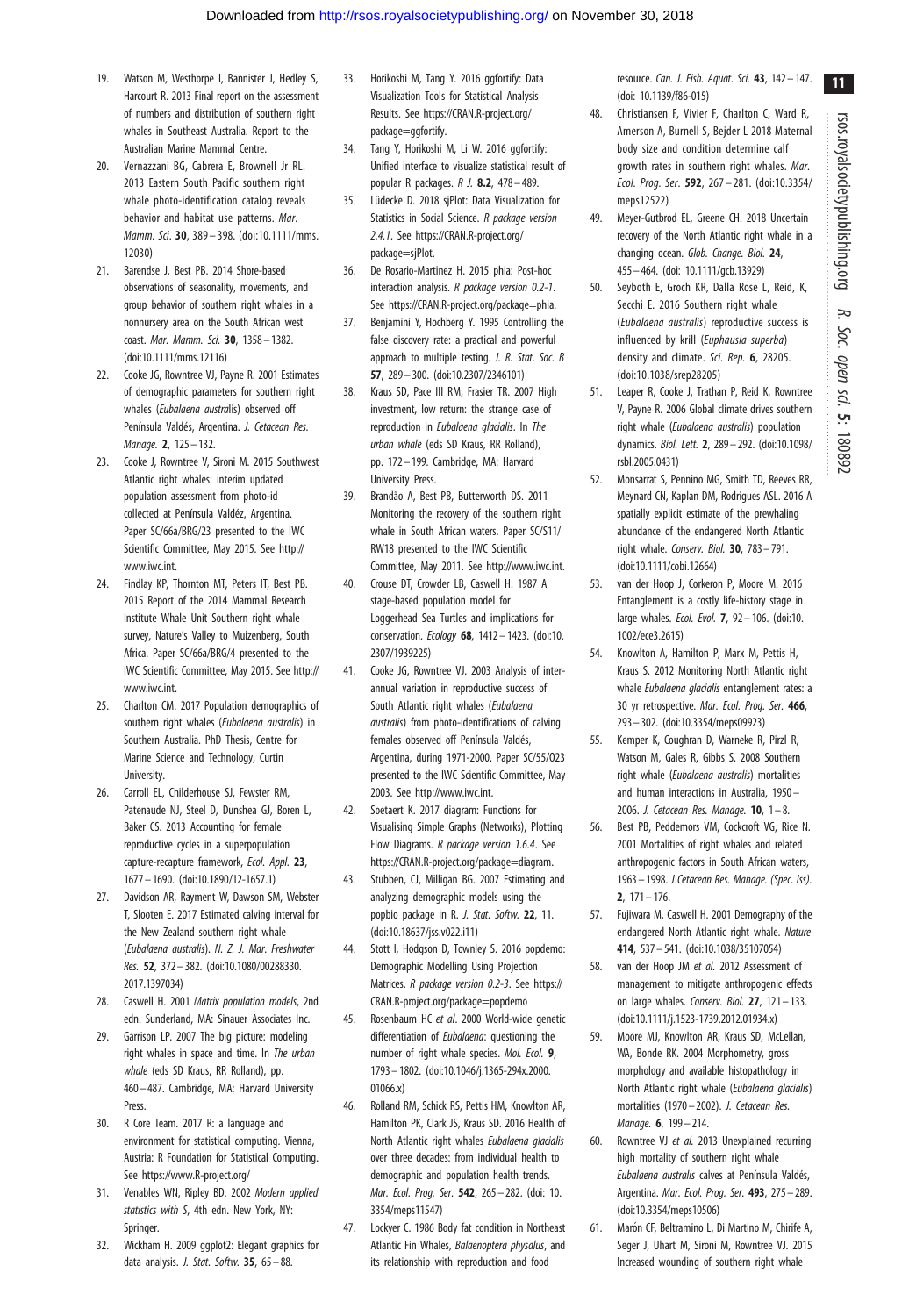19. Watson M, Westhorpe I, Bannister J, Hedley S, Harcourt R. 2013 Final report on the assessment of numbers and distribution of southern right whales in Southeast Australia. Report to the Australian Marine Mammal Centre.
20. Vernazzani BG, Cabrera E, Brownell Jr RL. 2013 Eastern South Pacific southern right whale photo-identification catalog reveals behavior and habitat use patterns. *Mar. Mamm. Sci*. **30**, 389–398. (doi:10.1111/mms.12030)
21. Barendse J, Best PB. 2014 Shore-based observations of seasonality, movements, and group behavior of southern right whales in a nonnursery area on the South African west coast. *Mar. Mamm. Sci*. **30**, 1358–1382. (doi:10.1111/mms.12116)
22. Cooke JG, Rowntree VJ, Payne R. 2001 Estimates of demographic parameters for southern right whales (*Eubalaena australis*) observed off Península Valdés, Argentina. *J. Cetacean Res. Manage*. **2**, 125–132.
23. Cooke J, Rowntree V, Sironi M. 2015 Southwest Atlantic right whales: interim updated population assessment from photo-id collected at Península Valdéz, Argentina. Paper SC/66a/BRG/23 presented to the IWC Scientific Committee, May 2015. See http://www.iwc.int.
24. Findlay KP, Thornton MT, Peters IT, Best PB. 2015 Report of the 2014 Mammal Research Institute Whale Unit Southern right whale survey, Nature's Valley to Muizenberg, South Africa. Paper SC/66a/BRG/4 presented to the IWC Scientific Committee, May 2015. See http://www.iwc.int.
25. Charlton CM. 2017 Population demographics of southern right whales (*Eubalaena australis*) in Southern Australia. PhD Thesis, Centre for Marine Science and Technology, Curtin University.
26. Carroll EL, Childerhouse SJ, Fewster RM, Patenaude NJ, Steel D, Dunshea GJ, Boren L, Baker CS. 2013 Accounting for female reproductive cycles in a superpopulation capture-recapture framework. *Ecol. Appl*. **23**, 1677–1690. (doi:10.1890/12-1657.1)
27. Davidson AR, Rayment W, Dawson SM, Webster T, Slooten E. 2017 Estimated calving interval for the New Zealand southern right whale (*Eubalaena australis*). *N. Z. J. Mar. Freshwater Res*. **52**, 372–382. (doi:10.1080/00288330.2017.1397034)
28. Caswell H. 2001 *Matrix population models*, 2nd edn. Sunderland, MA: Sinauer Associates Inc.
29. Garrison LP. 2007 The big picture: modeling right whales in space and time. In *The urban whale* (eds SD Kraus, RR Rolland), pp. 460–487. Cambridge, MA: Harvard University Press.
30. R Core Team. 2017 R: a language and environment for statistical computing. Vienna, Austria: R Foundation for Statistical Computing. See https://www.R-project.org/
31. Venables WN, Ripley BD. 2002 *Modern applied statistics with S*, 4th edn. New York, NY: Springer.
32. Wickham H. 2009 ggplot2: Elegant graphics for data analysis. *J. Stat. Softw*. **35**, 65–88.
33. Horikoshi M, Tang Y. 2016 ggfortify: Data Visualization Tools for Statistical Analysis Results. See https://CRAN.R-project.org/package=ggfortify.
34. Tang Y, Horikoshi M, Li W. 2016 ggfortify: Unified interface to visualize statistical result of popular R packages. *R J*. **8.2**, 478–489.
35. Lüdecke D. 2018 sjPlot: Data Visualization for Statistics in Social Science. *R package version 2.4.1*. See https://CRAN.R-project.org/package=sjPlot.
36. De Rosario-Martinez H. 2015 phia: Post-hoc interaction analysis. *R package version 0.2-1*. See https://CRAN.R-project.org/package=phia.
37. Benjamini Y, Hochberg Y. 1995 Controlling the false discovery rate: a practical and powerful approach to multiple testing. *J. R. Stat. Soc. B* **57**, 289–300. (doi:10.2307/2346101)
38. Kraus SD, Pace III RM, Frasier TR. 2007 High investment, low return: the strange case of reproduction in *Eubalaena glacialis*. In *The urban whale* (eds SD Kraus, RR Rolland), pp. 172–199. Cambridge, MA: Harvard University Press.
39. Brandão A, Best PB, Butterworth DS. 2011 Monitoring the recovery of the southern right whale in South African waters. Paper SC/S11/RW18 presented to the IWC Scientific Committee, May 2011. See http://www.iwc.int.
40. Crouse DT, Crowder LB, Caswell H. 1987 A stage-based population model for Loggerhead Sea Turtles and implications for conservation. *Ecology* **68**, 1412–1423. (doi:10.2307/1939225)
41. Cooke JG, Rowntree VJ. 2003 Analysis of inter-annual variation in reproductive success of South Atlantic right whales (*Eubalaena australis*) from photo-identifications of calving females observed off Península Valdés, Argentina, during 1971-2000. Paper SC/55/O23 presented to the IWC Scientific Committee, May 2003. See http://www.iwc.int.
42. Soetaert K. 2017 diagram: Functions for Visualising Simple Graphs (Networks), Plotting Flow Diagrams. *R package version 1.6.4*. See https://CRAN.R-project.org/package=diagram.
43. Stubben, CJ, Milligan BG. 2007 Estimating and analyzing demographic models using the popbio package in R. *J. Stat. Softw*. **22**, 11. (doi:10.18637/jss.v022.i11)
44. Stott I, Hodgson D, Townley S. 2016 popdemo: Demographic Modelling Using Projection Matrices. *R package version 0.2-3*. See https://CRAN.R-project.org/package=popdemo
45. Rosenbaum HC *et al*. 2000 World-wide genetic differentiation of *Eubalaena*: questioning the number of right whale species. *Mol. Ecol*. **9**, 1793–1802. (doi:10.1046/j.1365-294x.2000.01066.x)
46. Rolland RM, Schick RS, Pettis HM, Knowlton AR, Hamilton PK, Clark JS, Kraus SD. 2016 Health of North Atlantic right whales *Eubalaena glacialis* over three decades: from individual health to demographic and population health trends. *Mar. Ecol. Prog. Ser*. **542**, 265–282. (doi: 10.3354/meps11547)
47. Lockyer C. 1986 Body fat condition in Northeast Atlantic Fin Whales, *Balaenoptera physalus*, and its relationship with reproduction and food resource. *Can. J. Fish. Aquat. Sci*. **43**, 142–147. (doi: 10.1139/f86-015)
48. Christiansen F, Vivier F, Charlton C, Ward R, Amerson A, Burnell S, Bejder L 2018 Maternal body size and condition determine calf growth rates in southern right whales. *Mar. Ecol. Prog. Ser*. **592**, 267–281. (doi:10.3354/meps12522)
49. Meyer-Gutbrod EL, Greene CH. 2018 Uncertain recovery of the North Atlantic right whale in a changing ocean. *Glob. Change. Biol*. **24**, 455–464. (doi: 10.1111/gcb.13929)
50. Seyboth E, Groch KR, Dalla Rose L, Reid, K, Secchi E. 2016 Southern right whale (*Eubalaena australis*) reproductive success is influenced by krill (*Euphausia superba*) density and climate. *Sci. Rep*. **6**, 28205. (doi:10.1038/srep28205)
51. Leaper R, Cooke J, Trathan P, Reid K, Rowntree V, Payne R. 2006 Global climate drives southern right whale (*Eubalaena australis*) population dynamics. *Biol. Lett*. **2**, 289–292. (doi:10.1098/rsbl.2005.0431)
52. Monsarrat S, Pennino MG, Smith TD, Reeves RR, Meynard CN, Kaplan DM, Rodrigues ASL. 2016 A spatially explicit estimate of the prewhaling abundance of the endangered North Atlantic right whale. *Conserv. Biol*. **30**, 783–791. (doi:10.1111/cobi.12664)
53. van der Hoop J, Corkeron P, Moore M. 2016 Entanglement is a costly life-history stage in large whales. *Ecol. Evol*. **7**, 92–106. (doi:10.1002/ece3.2615)
54. Knowlton A, Hamilton P, Marx M, Pettis H, Kraus S. 2012 Monitoring North Atlantic right whale *Eubalaena glacialis* entanglement rates: a 30 yr retrospective. *Mar. Ecol. Prog. Ser*. **466**, 293–302. (doi:10.3354/meps09923)
55. Kemper K, Coughran D, Warneke R, Pirzl R, Watson M, Gales R, Gibbs S. 2008 Southern right whale (*Eubalaena australis*) mortalities and human interactions in Australia, 1950–2006. *J. Cetacean Res. Manage*. **10**, 1–8.
56. Best PB, Peddemors VM, Cockcroft VG, Rice N. 2001 Mortalities of right whales and related anthropogenic factors in South African waters, 1963–1998. *J Cetacean Res. Manage. (Spec. Iss)*. **2**, 171–176.
57. Fujiwara M, Caswell H. 2001 Demography of the endangered North Atlantic right whale. *Nature* **414**, 537–541. (doi:10.1038/35107054)
58. van der Hoop JM *et al*. 2012 Assessment of management to mitigate anthropogenic effects on large whales. *Conserv. Biol*. **27**, 121–133. (doi:10.1111/j.1523-1739.2012.01934.x)
59. Moore MJ, Knowlton AR, Kraus SD, McLellan, WA, Bonde RK. 2004 Morphometry, gross morphology and available histopathology in North Atlantic right whale (*Eubalaena glacialis*) mortalities (1970–2002). *J. Cetacean Res. Manage*. **6**, 199–214.
60. Rowntree VJ *et al*. 2013 Unexplained recurring high mortality of southern right whale *Eubalaena australis* calves at Península Valdés, Argentina. *Mar. Ecol. Prog. Ser*. **493**, 275–289. (doi:10.3354/meps10506)
61. Marón CF, Beltramino L, Di Martino M, Chirife A, Seger J, Uhart M, Sironi M, Rowntree VJ. 2015 Increased wounding of southern right whale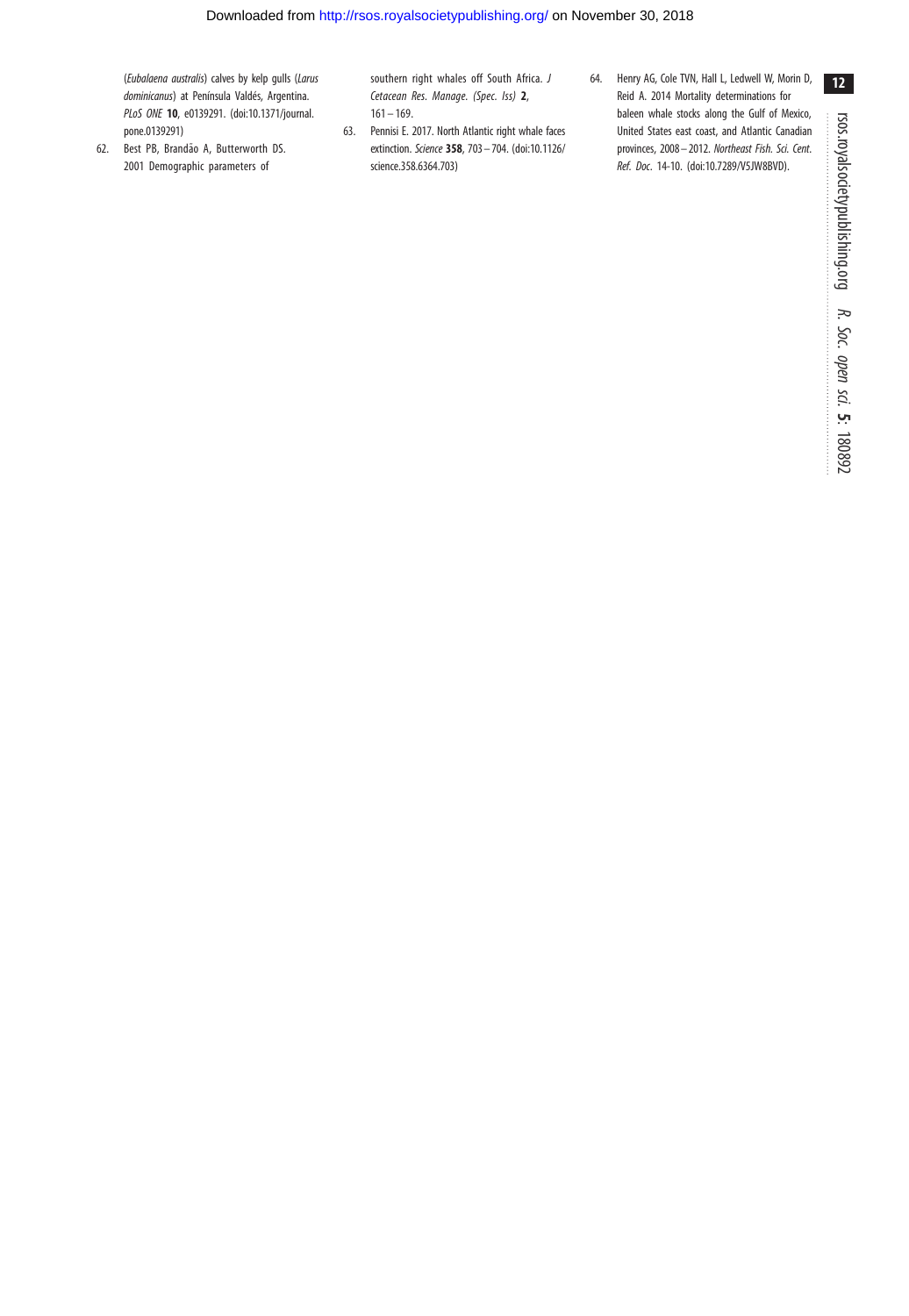(*Eubalaena australis*) calves by kelp gulls (*Larus dominicanus*) at Península Valdés, Argentina. *PLoS ONE* **10**, e0139291. (doi:10.1371/journal.pone.0139291)

62. Best PB, Brandão A, Butterworth DS. 2001 Demographic parameters of southern right whales off South Africa. *J Cetacean Res. Manage. (Spec. Iss)* **2**, 161–169.

63. Pennisi E. 2017. North Atlantic right whale faces extinction. *Science* **358**, 703–704. (doi:10.1126/science.358.6364.703)

64. Henry AG, Cole TVN, Hall L, Ledwell W, Morin D, Reid A. 2014 Mortality determinations for baleen whale stocks along the Gulf of Mexico, United States east coast, and Atlantic Canadian provinces, 2008–2012. *Northeast Fish. Sci. Cent. Ref. Doc*. 14-10. (doi:10.7289/V5JW8BVD).